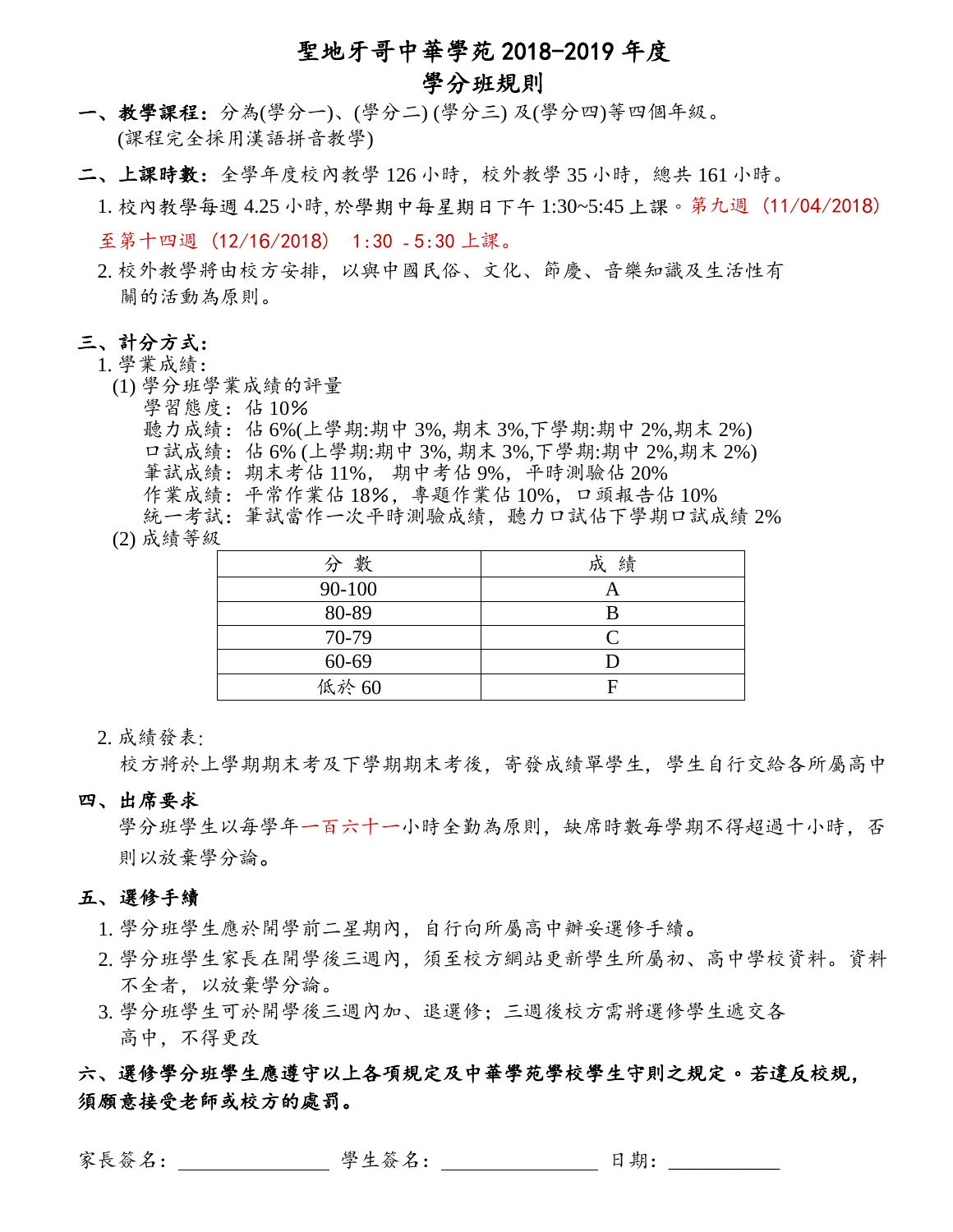# 聖地牙哥中華學苑 2018-2019 年度
## 學分班規則

**一、教學課程：**分為(學分一)、(學分二) (學分三) 及(學分四)等四個年級。
(課程完全採用漢語拼音教學)

**二、上課時數：**全學年度校內教學 126 小時，校外教學 35 小時，總共 161 小時。

1. 校內教學每週 4.25 小時, 於學期中每星期日下午 1:30~5:45 上課。第九週（11/04/2018）至第十四週（12/16/2018） 1:30 - 5:30 上課。
2. 校外教學將由校方安排，以與中國民俗、文化、節慶、音樂知識及生活性有關的活動為原則。

**三、計分方式：**

1. 學業成績：
   (1) 學分班學業成績的評量
   學習態度：佔 10%
   聽力成績：佔 6%(上學期:期中 3%, 期末 3%,下學期:期中 2%,期末 2%)
   口試成績：佔 6% (上學期:期中 3%, 期末 3%,下學期:期中 2%,期末 2%)
   筆試成績：期末考佔 11%， 期中考佔 9%，平時測驗佔 20%
   作業成績：平常作業佔 18%，專題作業佔 10%，口頭報告佔 10%
   統一考試：筆試當作一次平時測驗成績，聽力口試佔下學期口試成績 2%
   (2) 成績等級

| 分 數 | 成 績 |
|---|---|
| 90-100 | A |
| 80-89 | B |
| 70-79 | C |
| 60-69 | D |
| 低於 60 | F |

2. 成績發表:
   校方將於上學期期末考及下學期期末考後，寄發成績單學生，學生自行交給各所屬高中

**四、出席要求**

學分班學生以每學年一百六十一小時全勤為原則，缺席時數每學期不得超過十小時，否則以放棄學分論。

**五、選修手續**

1. 學分班學生應於開學前二星期內，自行向所屬高中辦妥選修手續。
2. 學分班學生家長在開學後三週內，須至校方網站更新學生所屬初、高中學校資料。資料不全者，以放棄學分論。
3. 學分班學生可於開學後三週內加、退選修；三週後校方需將選修學生遞交各高中，不得更改

**六、選修學分班學生應遵守以上各項規定及中華學苑學校學生守則之規定。若違反校規，須願意接受老師或校方的處罰。**

家長簽名：________________ 學生簽名：________________ 日期：____________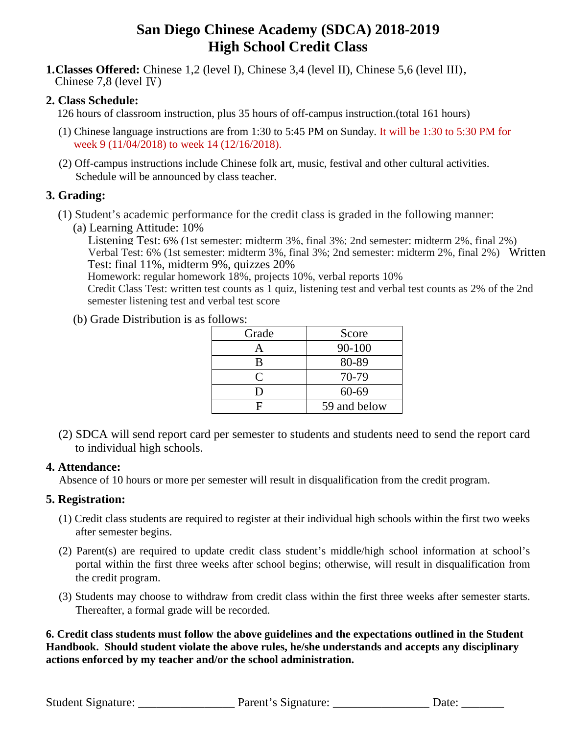# San Diego Chinese Academy (SDCA) 2018-2019
# High School Credit Class

**1. Classes Offered:** Chinese 1,2 (level I), Chinese 3,4 (level II), Chinese 5,6 (level III), Chinese 7,8 (level Ⅳ)

### 2. Class Schedule:

126 hours of classroom instruction, plus 35 hours of off-campus instruction.(total 161 hours)

(1) Chinese language instructions are from 1:30 to 5:45 PM on Sunday. It will be 1:30 to 5:30 PM for week 9 (11/04/2018) to week 14 (12/16/2018).

(2) Off-campus instructions include Chinese folk art, music, festival and other cultural activities. Schedule will be announced by class teacher.

### 3. Grading:

(1) Student's academic performance for the credit class is graded in the following manner:

(a) Learning Attitude: 10%

Listening Test: 6% (1st semester: midterm 3%, final 3%; 2nd semester: midterm 2%, final 2%)

Verbal Test: 6% (1st semester: midterm 3%, final 3%; 2nd semester: midterm 2%, final 2%)

Written Test: final 11%, midterm 9%, quizzes 20%

Homework: regular homework 18%, projects 10%, verbal reports 10%

Credit Class Test: written test counts as 1 quiz, listening test and verbal test counts as 2% of the 2nd semester listening test and verbal test score

(b) Grade Distribution is as follows:

| Grade | Score |
|---|---|
| A | 90-100 |
| B | 80-89 |
| C | 70-79 |
| D | 60-69 |
| F | 59 and below |

(2) SDCA will send report card per semester to students and students need to send the report card to individual high schools.

### 4. Attendance:

Absence of 10 hours or more per semester will result in disqualification from the credit program.

### 5. Registration:

(1) Credit class students are required to register at their individual high schools within the first two weeks after semester begins.

(2) Parent(s) are required to update credit class student's middle/high school information at school's portal within the first three weeks after school begins; otherwise, will result in disqualification from the credit program.

(3) Students may choose to withdraw from credit class within the first three weeks after semester starts. Thereafter, a formal grade will be recorded.

**6. Credit class students must follow the above guidelines and the expectations outlined in the Student Handbook. Should student violate the above rules, he/she understands and accepts any disciplinary actions enforced by my teacher and/or the school administration.**

Student Signature: ________________ Parent's Signature: ________________ Date: _______